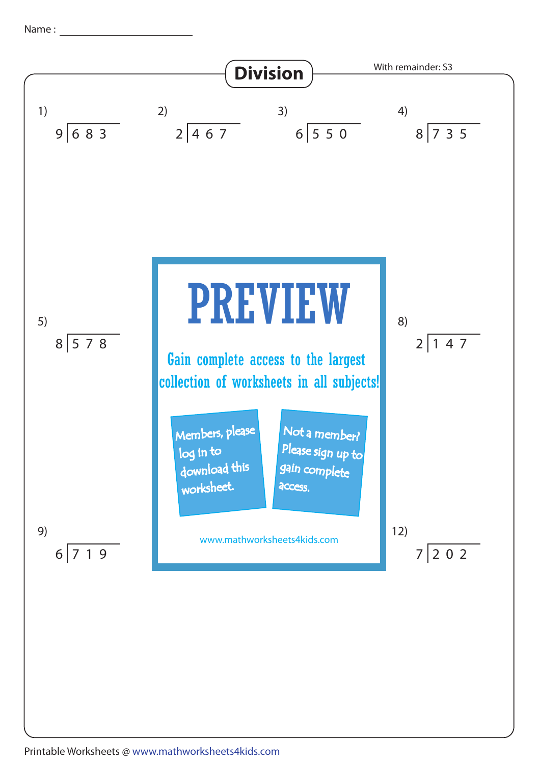Name : ______________________

# Division

With remainder: S3

1) $9 \overline{)683}$

2) $2 \overline{)467}$

3) $6 \overline{)550}$

4) $8 \overline{)735}$

5) $8 \overline{)578}$

8) $2 \overline{)147}$

9) $6 \overline{)719}$

12) $7 \overline{)202}$

PREVIEW

Gain complete access to the largest collection of worksheets in all subjects!

Members, please log in to download this worksheet.

Not a member? Please sign up to gain complete access.

www.mathworksheets4kids.com

Printable Worksheets @ www.mathworksheets4kids.com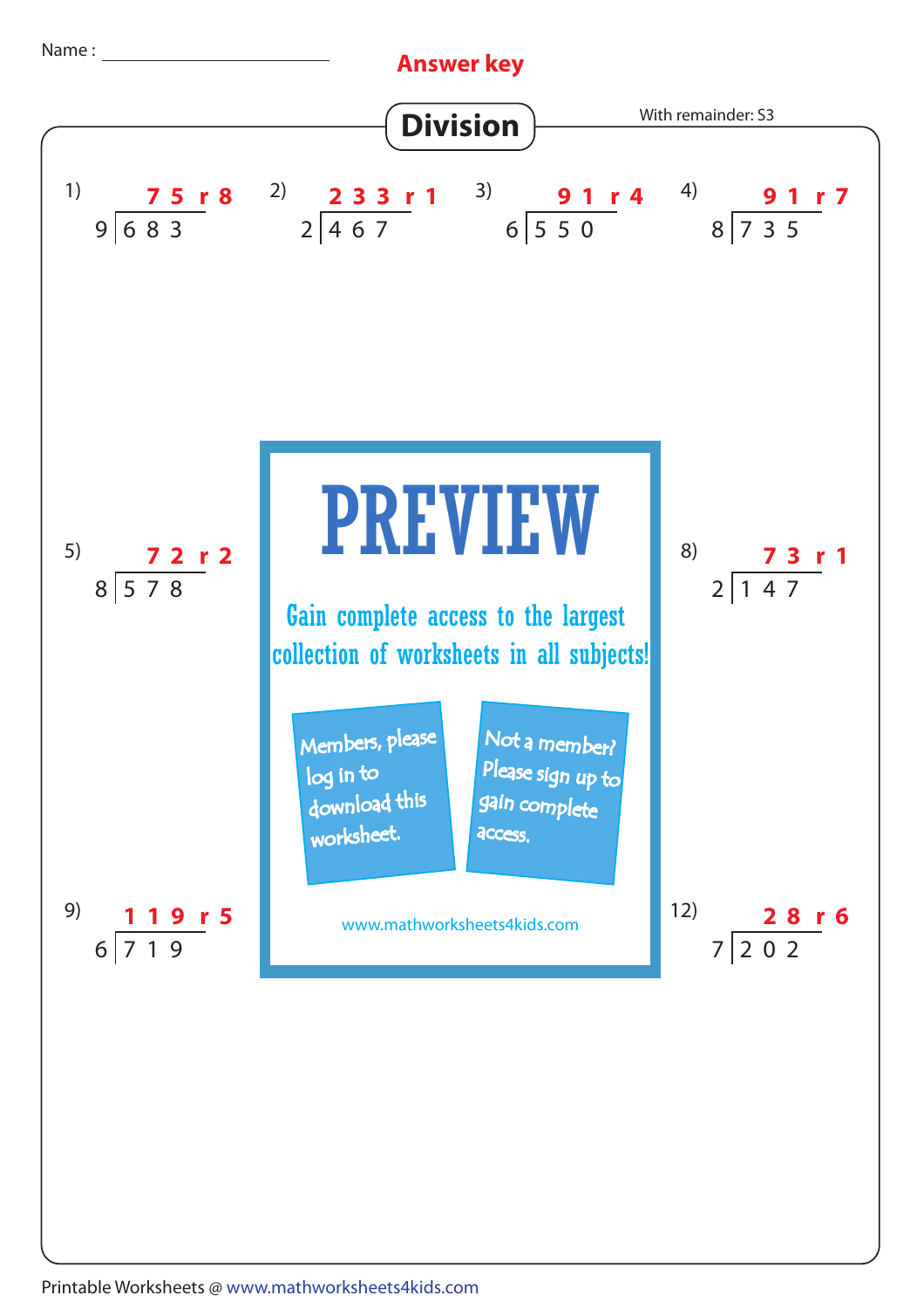Name : ____________________

**Answer key**

# Division

With remainder: S3

1) $683 \div 9$ = **75 r 8**

2) $467 \div 2$ = **233 r 1**

3) $550 \div 6$ = **91 r 4**

4) $735 \div 8$ = **91 r 7**

5) $578 \div 8$ = **72 r 2**

# PREVIEW

Gain complete access to the largest collection of worksheets in all subjects!

Members, please log in to download this worksheet.

Not a member? Please sign up to gain complete access.

www.mathworksheets4kids.com

8) $147 \div 2$ = **73 r 1**

9) $719 \div 6$ = **119 r 5**

12) $202 \div 7$ = **28 r 6**

Printable Worksheets @ www.mathworksheets4kids.com